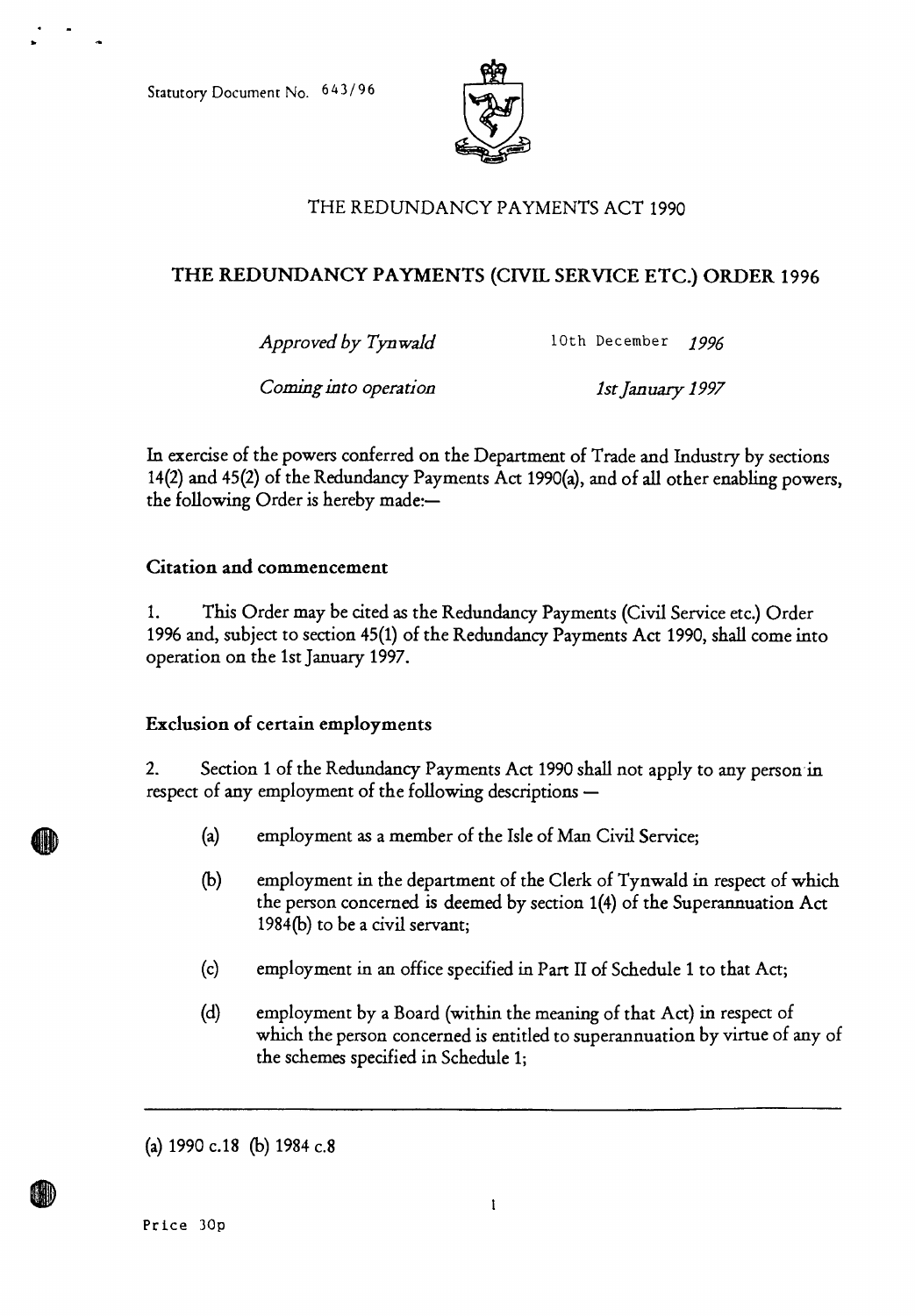Statutory Document No. 643/96

# THE REDUNDANCY PAYMENTS ACT 1990

## THE REDUNDANCY PAYMENTS (CIVIL SERVICE ETC.) ORDER 1996

*Approved by Tynwald* 10th December *1996*

*Coming into operation* *1st January 1997*

In exercise of the powers conferred on the Department of Trade and Industry by sections 14(2) and 45(2) of the Redundancy Payments Act 1990(a), and of all other enabling powers, the following Order is hereby made:—

### Citation and commencement

1. This Order may be cited as the Redundancy Payments (Civil Service etc.) Order 1996 and, subject to section 45(1) of the Redundancy Payments Act 1990, shall come into operation on the 1st January 1997.

### Exclusion of certain employments

2. Section 1 of the Redundancy Payments Act 1990 shall not apply to any person in respect of any employment of the following descriptions —

(a) employment as a member of the Isle of Man Civil Service;

(b) employment in the department of the Clerk of Tynwald in respect of which the person concerned is deemed by section 1(4) of the Superannuation Act 1984(b) to be a civil servant;

(c) employment in an office specified in Part II of Schedule 1 to that Act;

(d) employment by a Board (within the meaning of that Act) in respect of which the person concerned is entitled to superannuation by virtue of any of the schemes specified in Schedule 1;

---

(a) 1990 c.18 (b) 1984 c.8

Price 30p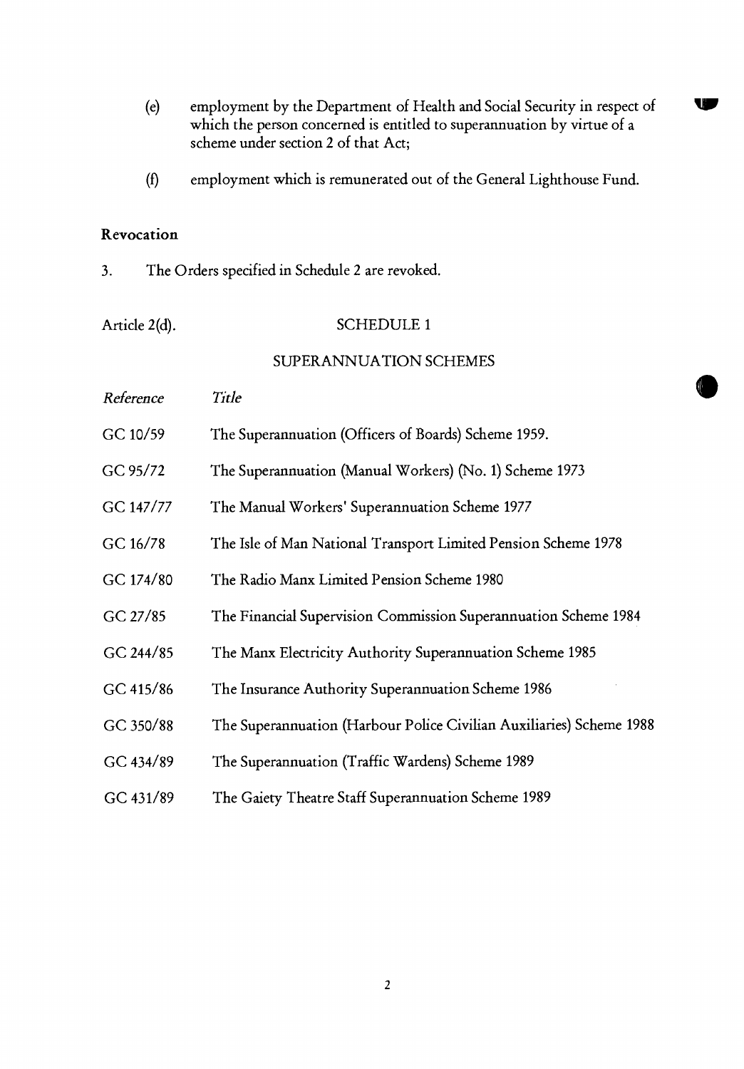(e) employment by the Department of Health and Social Security in respect of which the person concerned is entitled to superannuation by virtue of a scheme under section 2 of that Act;

(f) employment which is remunerated out of the General Lighthouse Fund.

**Revocation**

3. The Orders specified in Schedule 2 are revoked.

Article 2(d).

## SCHEDULE 1

### SUPERANNUATION SCHEMES

| *Reference* | *Title* |
|---|---|
| GC 10/59 | The Superannuation (Officers of Boards) Scheme 1959. |
| GC 95/72 | The Superannuation (Manual Workers) (No. 1) Scheme 1973 |
| GC 147/77 | The Manual Workers' Superannuation Scheme 1977 |
| GC 16/78 | The Isle of Man National Transport Limited Pension Scheme 1978 |
| GC 174/80 | The Radio Manx Limited Pension Scheme 1980 |
| GC 27/85 | The Financial Supervision Commission Superannuation Scheme 1984 |
| GC 244/85 | The Manx Electricity Authority Superannuation Scheme 1985 |
| GC 415/86 | The Insurance Authority Superannuation Scheme 1986 |
| GC 350/88 | The Superannuation (Harbour Police Civilian Auxiliaries) Scheme 1988 |
| GC 434/89 | The Superannuation (Traffic Wardens) Scheme 1989 |
| GC 431/89 | The Gaiety Theatre Staff Superannuation Scheme 1989 |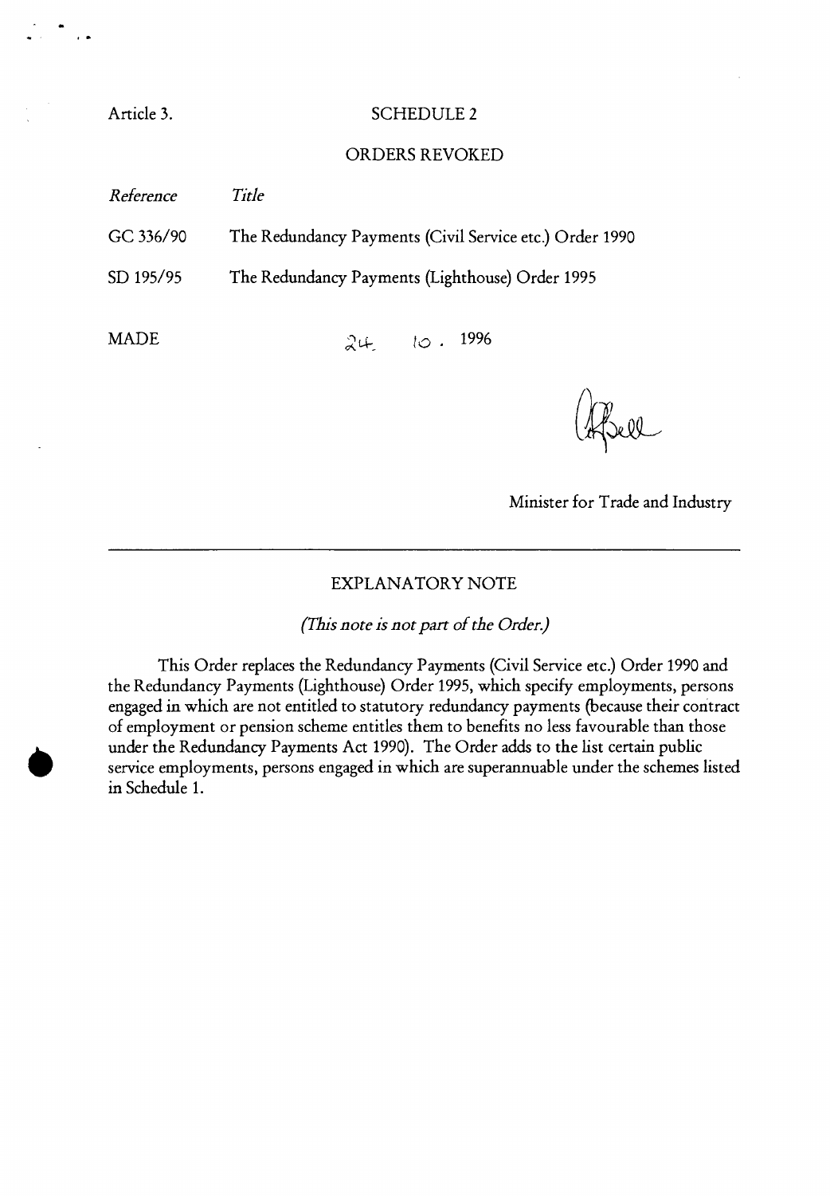Article 3.

## SCHEDULE 2

## ORDERS REVOKED

| *Reference* | *Title* |
| --- | --- |
| GC 336/90 | The Redundancy Payments (Civil Service etc.) Order 1990 |
| SD 195/95 | The Redundancy Payments (Lighthouse) Order 1995 |

MADE 24. 10. 1996

Minister for Trade and Industry

---

## EXPLANATORY NOTE

*(This note is not part of the Order.)*

This Order replaces the Redundancy Payments (Civil Service etc.) Order 1990 and the Redundancy Payments (Lighthouse) Order 1995, which specify employments, persons engaged in which are not entitled to statutory redundancy payments (because their contract of employment or pension scheme entitles them to benefits no less favourable than those under the Redundancy Payments Act 1990). The Order adds to the list certain public service employments, persons engaged in which are superannuable under the schemes listed in Schedule 1.